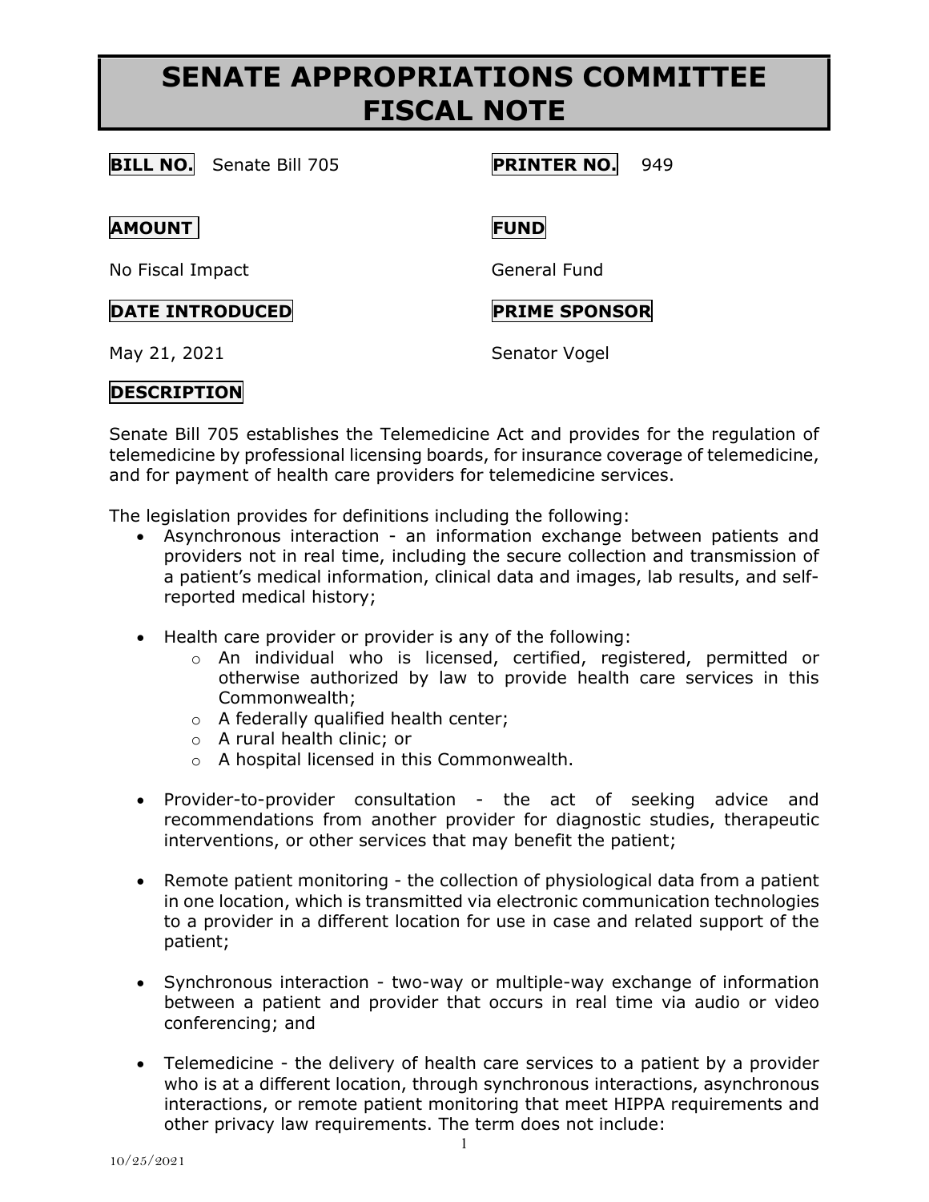# SENATE APPROPRIATIONS COMMITTEE FISCAL NOTE

**BILL NO.** Senate Bill 705

**PRINTER NO.** 949

**AMOUNT**

No Fiscal Impact

**FUND**

General Fund

**DATE INTRODUCED**

May 21, 2021

**PRIME SPONSOR**

Senator Vogel

**DESCRIPTION**

Senate Bill 705 establishes the Telemedicine Act and provides for the regulation of telemedicine by professional licensing boards, for insurance coverage of telemedicine, and for payment of health care providers for telemedicine services.

The legislation provides for definitions including the following:

- Asynchronous interaction - an information exchange between patients and providers not in real time, including the secure collection and transmission of a patient's medical information, clinical data and images, lab results, and self-reported medical history;

- Health care provider or provider is any of the following:
  - An individual who is licensed, certified, registered, permitted or otherwise authorized by law to provide health care services in this Commonwealth;
  - A federally qualified health center;
  - A rural health clinic; or
  - A hospital licensed in this Commonwealth.

- Provider-to-provider consultation - the act of seeking advice and recommendations from another provider for diagnostic studies, therapeutic interventions, or other services that may benefit the patient;

- Remote patient monitoring - the collection of physiological data from a patient in one location, which is transmitted via electronic communication technologies to a provider in a different location for use in case and related support of the patient;

- Synchronous interaction - two-way or multiple-way exchange of information between a patient and provider that occurs in real time via audio or video conferencing; and

- Telemedicine - the delivery of health care services to a patient by a provider who is at a different location, through synchronous interactions, asynchronous interactions, or remote patient monitoring that meet HIPPA requirements and other privacy law requirements. The term does not include: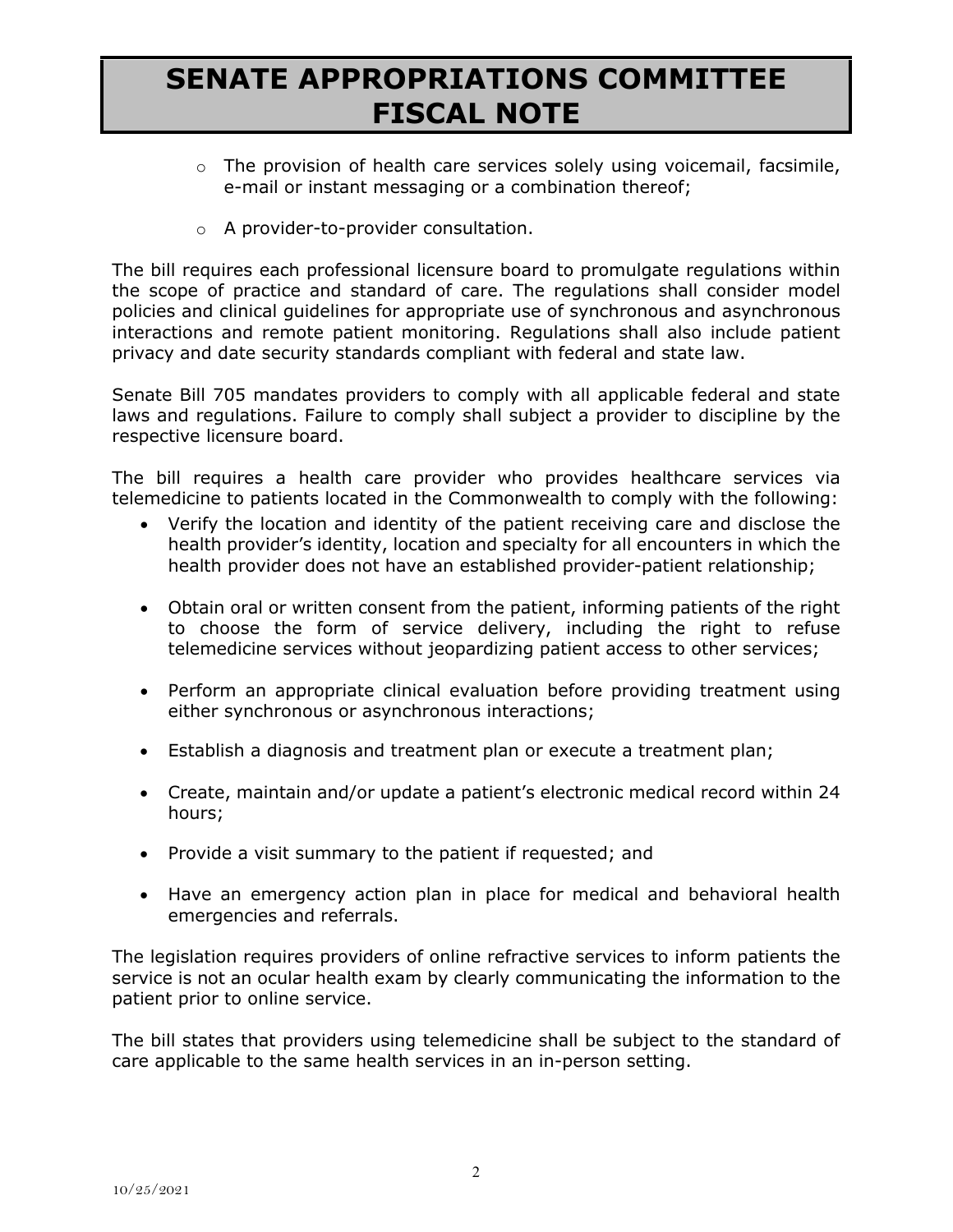- The provision of health care services solely using voicemail, facsimile, e-mail or instant messaging or a combination thereof;

- A provider-to-provider consultation.

The bill requires each professional licensure board to promulgate regulations within the scope of practice and standard of care. The regulations shall consider model policies and clinical guidelines for appropriate use of synchronous and asynchronous interactions and remote patient monitoring. Regulations shall also include patient privacy and date security standards compliant with federal and state law.

Senate Bill 705 mandates providers to comply with all applicable federal and state laws and regulations. Failure to comply shall subject a provider to discipline by the respective licensure board.

The bill requires a health care provider who provides healthcare services via telemedicine to patients located in the Commonwealth to comply with the following:

- Verify the location and identity of the patient receiving care and disclose the health provider's identity, location and specialty for all encounters in which the health provider does not have an established provider-patient relationship;

- Obtain oral or written consent from the patient, informing patients of the right to choose the form of service delivery, including the right to refuse telemedicine services without jeopardizing patient access to other services;

- Perform an appropriate clinical evaluation before providing treatment using either synchronous or asynchronous interactions;

- Establish a diagnosis and treatment plan or execute a treatment plan;

- Create, maintain and/or update a patient's electronic medical record within 24 hours;

- Provide a visit summary to the patient if requested; and

- Have an emergency action plan in place for medical and behavioral health emergencies and referrals.

The legislation requires providers of online refractive services to inform patients the service is not an ocular health exam by clearly communicating the information to the patient prior to online service.

The bill states that providers using telemedicine shall be subject to the standard of care applicable to the same health services in an in-person setting.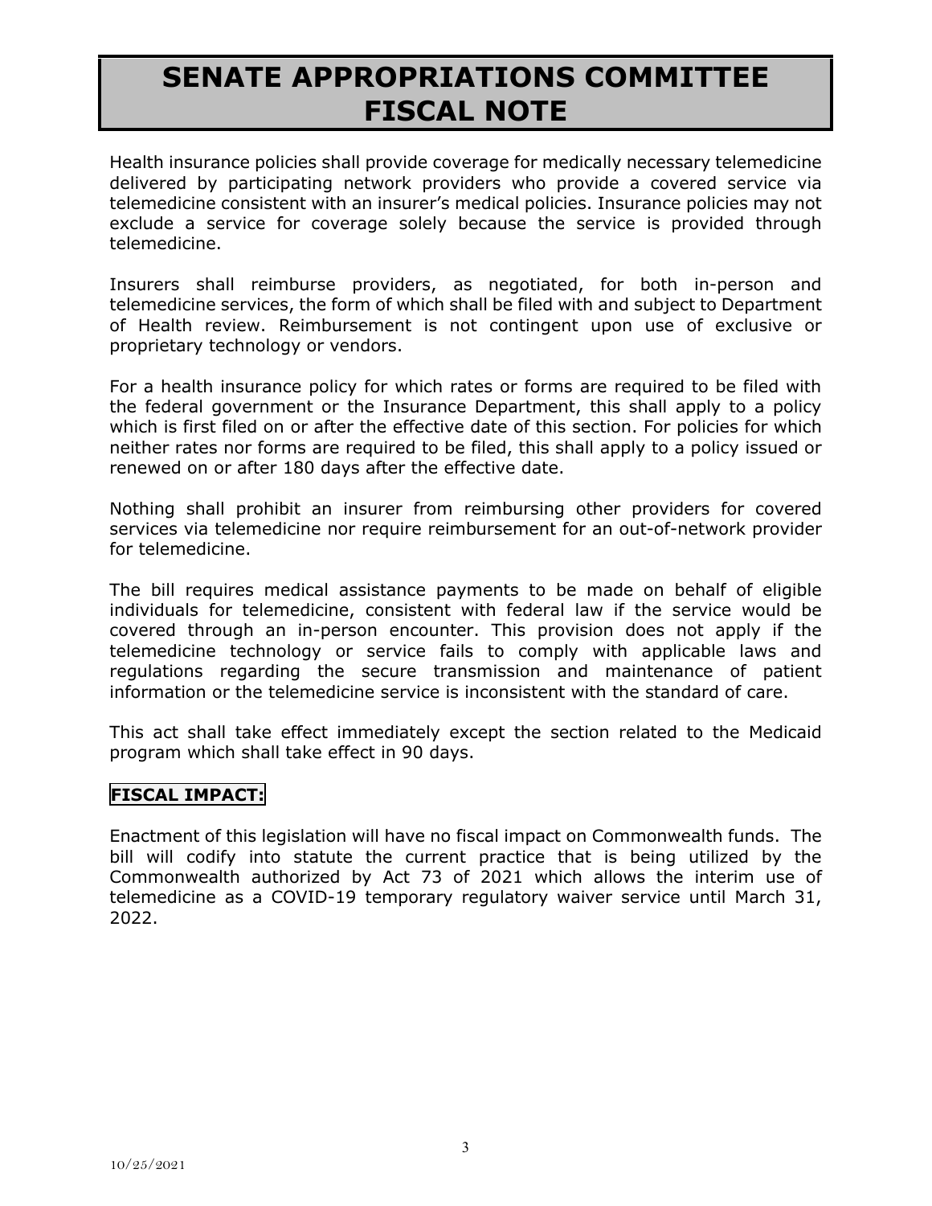# SENATE APPROPRIATIONS COMMITTEE FISCAL NOTE

Health insurance policies shall provide coverage for medically necessary telemedicine delivered by participating network providers who provide a covered service via telemedicine consistent with an insurer's medical policies. Insurance policies may not exclude a service for coverage solely because the service is provided through telemedicine.

Insurers shall reimburse providers, as negotiated, for both in-person and telemedicine services, the form of which shall be filed with and subject to Department of Health review. Reimbursement is not contingent upon use of exclusive or proprietary technology or vendors.

For a health insurance policy for which rates or forms are required to be filed with the federal government or the Insurance Department, this shall apply to a policy which is first filed on or after the effective date of this section. For policies for which neither rates nor forms are required to be filed, this shall apply to a policy issued or renewed on or after 180 days after the effective date.

Nothing shall prohibit an insurer from reimbursing other providers for covered services via telemedicine nor require reimbursement for an out-of-network provider for telemedicine.

The bill requires medical assistance payments to be made on behalf of eligible individuals for telemedicine, consistent with federal law if the service would be covered through an in-person encounter. This provision does not apply if the telemedicine technology or service fails to comply with applicable laws and regulations regarding the secure transmission and maintenance of patient information or the telemedicine service is inconsistent with the standard of care.

This act shall take effect immediately except the section related to the Medicaid program which shall take effect in 90 days.

**FISCAL IMPACT:**

Enactment of this legislation will have no fiscal impact on Commonwealth funds. The bill will codify into statute the current practice that is being utilized by the Commonwealth authorized by Act 73 of 2021 which allows the interim use of telemedicine as a COVID-19 temporary regulatory waiver service until March 31, 2022.